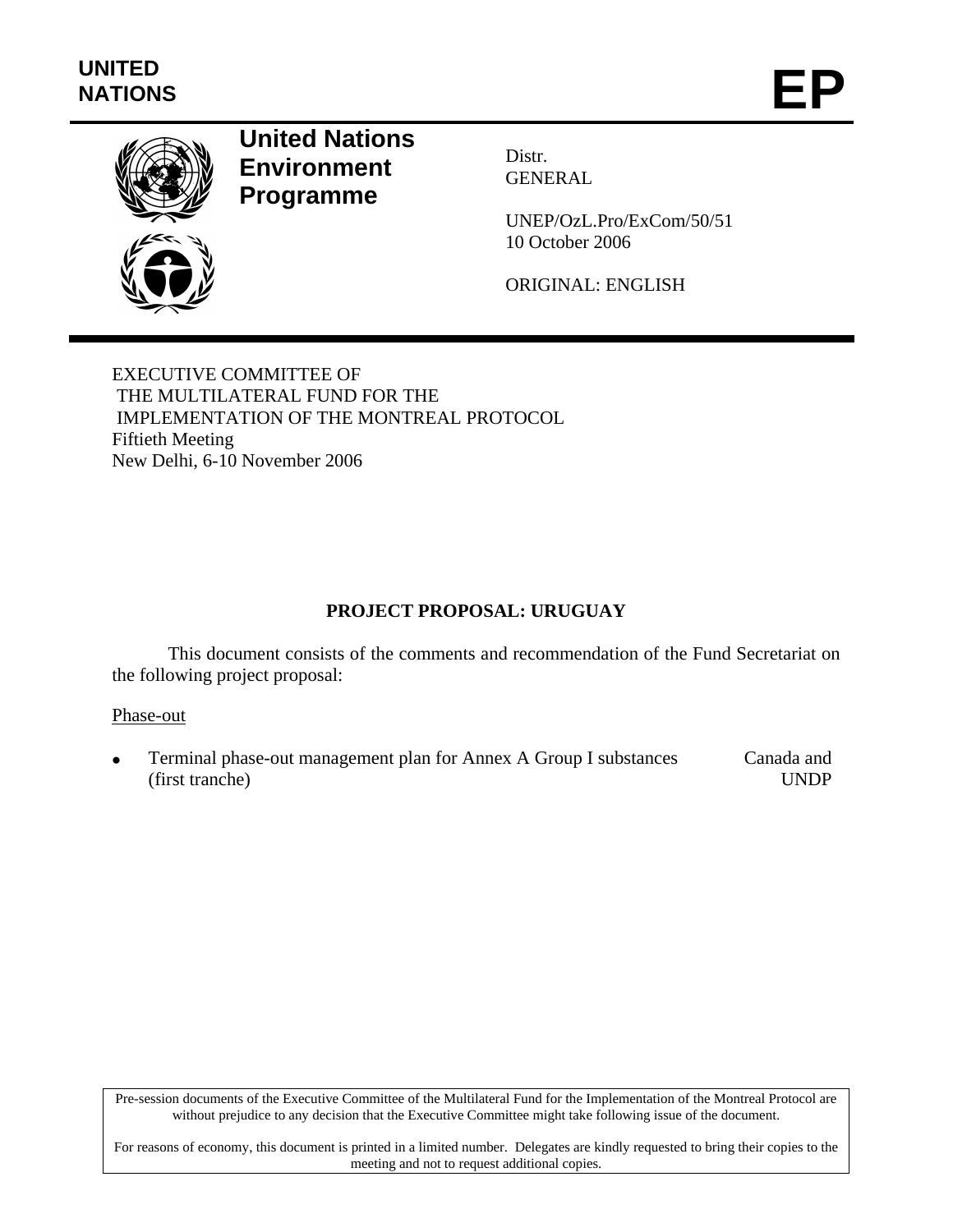**UNITED NATIONS**

# EP

## United Nations Environment Programme

Distr.
GENERAL

UNEP/OzL.Pro/ExCom/50/51
10 October 2006

ORIGINAL: ENGLISH

EXECUTIVE COMMITTEE OF
THE MULTILATERAL FUND FOR THE
IMPLEMENTATION OF THE MONTREAL PROTOCOL
Fiftieth Meeting
New Delhi, 6-10 November 2006

## PROJECT PROPOSAL: URUGUAY

This document consists of the comments and recommendation of the Fund Secretariat on the following project proposal:

Phase-out

- Terminal phase-out management plan for Annex A Group I substances (first tranche) — Canada and UNDP

Pre-session documents of the Executive Committee of the Multilateral Fund for the Implementation of the Montreal Protocol are without prejudice to any decision that the Executive Committee might take following issue of the document.

For reasons of economy, this document is printed in a limited number. Delegates are kindly requested to bring their copies to the meeting and not to request additional copies.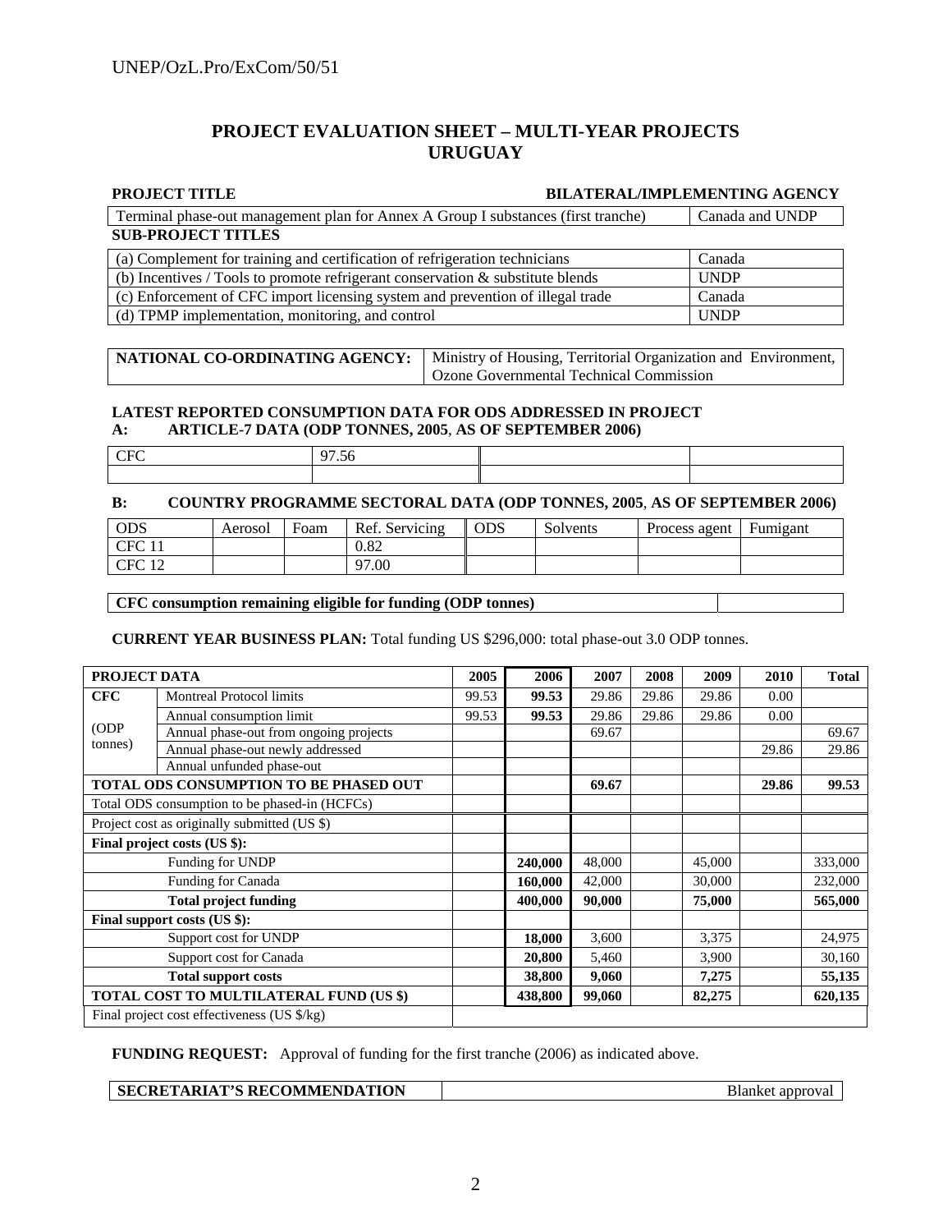## PROJECT EVALUATION SHEET – MULTI-YEAR PROJECTS
## URUGUAY

| PROJECT TITLE | BILATERAL/IMPLEMENTING AGENCY |
|---|---|
| Terminal phase-out management plan for Annex A Group I substances (first tranche) | Canada and UNDP |

**SUB-PROJECT TITLES**

| | |
|---|---|
| (a) Complement for training and certification of refrigeration technicians | Canada |
| (b) Incentives / Tools to promote refrigerant conservation & substitute blends | UNDP |
| (c) Enforcement of CFC import licensing system and prevention of illegal trade | Canada |
| (d) TPMP implementation, monitoring, and control | UNDP |

| | |
|---|---|
| **NATIONAL CO-ORDINATING AGENCY:** | Ministry of Housing, Territorial Organization and Environment, Ozone Governmental Technical Commission |

**LATEST REPORTED CONSUMPTION DATA FOR ODS ADDRESSED IN PROJECT**

**A: ARTICLE-7 DATA (ODP TONNES, 2005, AS OF SEPTEMBER 2006)**

| | | | |
|---|---|---|---|
| CFC | 97.56 | | |
| | | | |

**B: COUNTRY PROGRAMME SECTORAL DATA (ODP TONNES, 2005, AS OF SEPTEMBER 2006)**

| ODS | Aerosol | Foam | Ref. Servicing | ODS | Solvents | Process agent | Fumigant |
|---|---|---|---|---|---|---|---|
| CFC 11 | | | 0.82 | | | | |
| CFC 12 | | | 97.00 | | | | |

| | |
|---|---|
| **CFC consumption remaining eligible for funding (ODP tonnes)** | |

**CURRENT YEAR BUSINESS PLAN:** Total funding US $296,000: total phase-out 3.0 ODP tonnes.

| PROJECT DATA | | 2005 | 2006 | 2007 | 2008 | 2009 | 2010 | Total |
|---|---|---|---|---|---|---|---|---|
| **CFC** | Montreal Protocol limits | 99.53 | **99.53** | 29.86 | 29.86 | 29.86 | 0.00 | |
| (ODP tonnes) | Annual consumption limit | 99.53 | **99.53** | 29.86 | 29.86 | 29.86 | 0.00 | |
| | Annual phase-out from ongoing projects | | | 69.67 | | | | 69.67 |
| | Annual phase-out newly addressed | | | | | | 29.86 | 29.86 |
| | Annual unfunded phase-out | | | | | | | |
| **TOTAL ODS CONSUMPTION TO BE PHASED OUT** | | | | **69.67** | | | **29.86** | **99.53** |
| Total ODS consumption to be phased-in (HCFCs) | | | | | | | | |
| Project cost as originally submitted (US $) | | | | | | | | |
| **Final project costs (US $):** | | | | | | | | |
| | Funding for UNDP | | **240,000** | 48,000 | | 45,000 | | 333,000 |
| | Funding for Canada | | **160,000** | 42,000 | | 30,000 | | 232,000 |
| | **Total project funding** | | **400,000** | **90,000** | | **75,000** | | **565,000** |
| **Final support costs (US $):** | | | | | | | | |
| | Support cost for UNDP | | **18,000** | 3,600 | | 3,375 | | 24,975 |
| | Support cost for Canada | | **20,800** | 5,460 | | 3,900 | | 30,160 |
| | **Total support costs** | | **38,800** | **9,060** | | **7,275** | | **55,135** |
| **TOTAL COST TO MULTILATERAL FUND (US $)** | | | **438,800** | **99,060** | | **82,275** | | **620,135** |
| Final project cost effectiveness (US $/kg) | | | | | | | | |

**FUNDING REQUEST:** Approval of funding for the first tranche (2006) as indicated above.

| | |
|---|---|
| **SECRETARIAT'S RECOMMENDATION** | Blanket approval |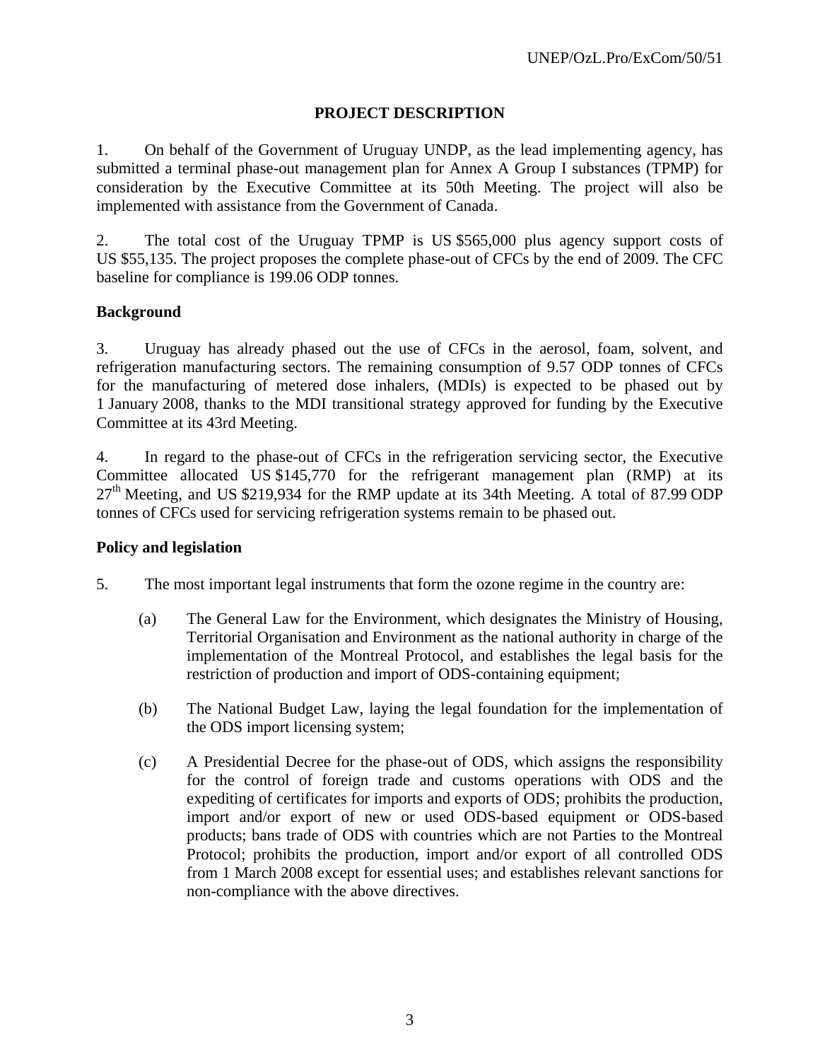## PROJECT DESCRIPTION

1. On behalf of the Government of Uruguay UNDP, as the lead implementing agency, has submitted a terminal phase-out management plan for Annex A Group I substances (TPMP) for consideration by the Executive Committee at its 50th Meeting. The project will also be implemented with assistance from the Government of Canada.

2. The total cost of the Uruguay TPMP is US $565,000 plus agency support costs of US $55,135. The project proposes the complete phase-out of CFCs by the end of 2009. The CFC baseline for compliance is 199.06 ODP tonnes.

### Background

3. Uruguay has already phased out the use of CFCs in the aerosol, foam, solvent, and refrigeration manufacturing sectors. The remaining consumption of 9.57 ODP tonnes of CFCs for the manufacturing of metered dose inhalers, (MDIs) is expected to be phased out by 1 January 2008, thanks to the MDI transitional strategy approved for funding by the Executive Committee at its 43rd Meeting.

4. In regard to the phase-out of CFCs in the refrigeration servicing sector, the Executive Committee allocated US $145,770 for the refrigerant management plan (RMP) at its 27th Meeting, and US $219,934 for the RMP update at its 34th Meeting. A total of 87.99 ODP tonnes of CFCs used for servicing refrigeration systems remain to be phased out.

### Policy and legislation

5. The most important legal instruments that form the ozone regime in the country are:

(a) The General Law for the Environment, which designates the Ministry of Housing, Territorial Organisation and Environment as the national authority in charge of the implementation of the Montreal Protocol, and establishes the legal basis for the restriction of production and import of ODS-containing equipment;

(b) The National Budget Law, laying the legal foundation for the implementation of the ODS import licensing system;

(c) A Presidential Decree for the phase-out of ODS, which assigns the responsibility for the control of foreign trade and customs operations with ODS and the expediting of certificates for imports and exports of ODS; prohibits the production, import and/or export of new or used ODS-based equipment or ODS-based products; bans trade of ODS with countries which are not Parties to the Montreal Protocol; prohibits the production, import and/or export of all controlled ODS from 1 March 2008 except for essential uses; and establishes relevant sanctions for non-compliance with the above directives.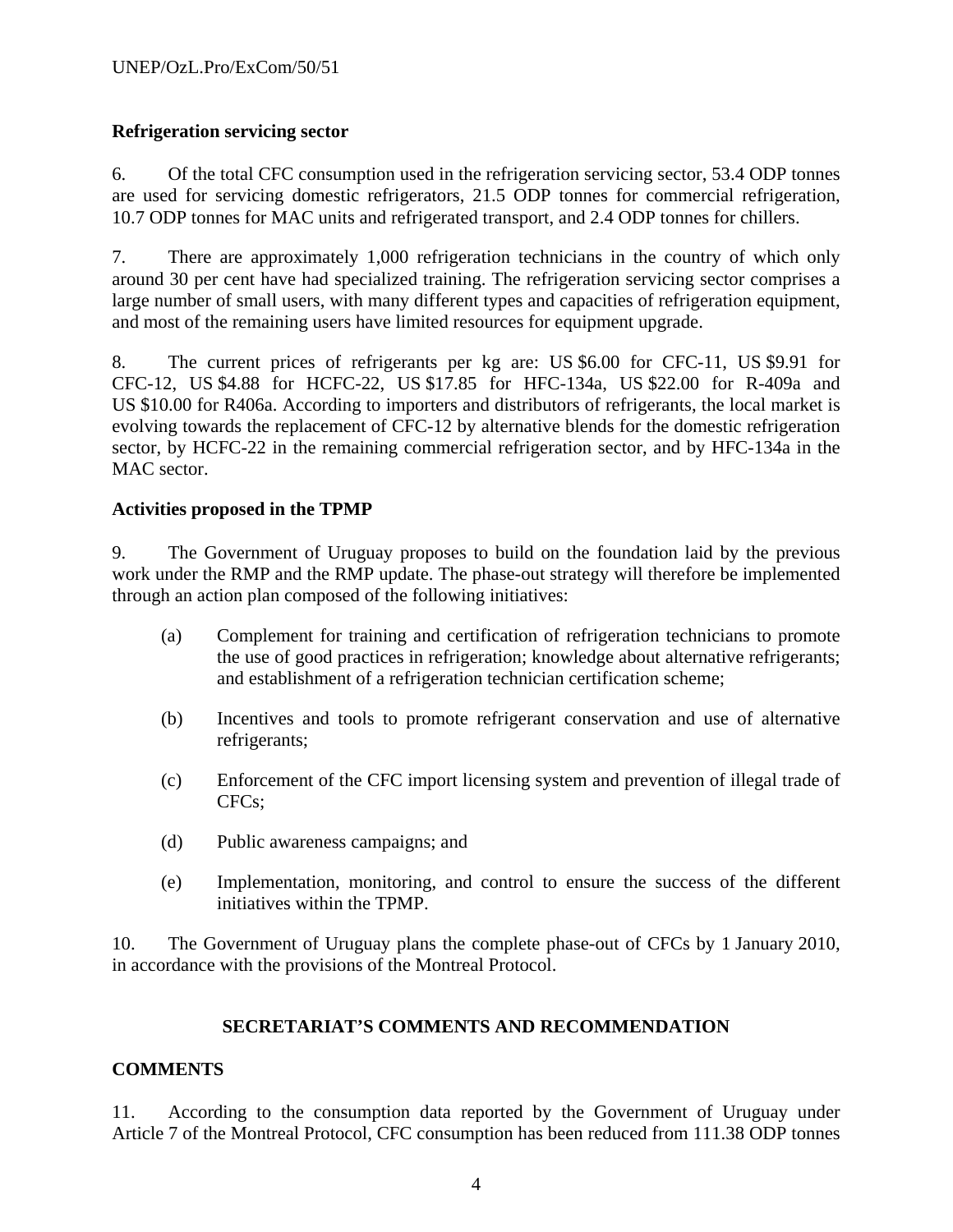**Refrigeration servicing sector**

6. Of the total CFC consumption used in the refrigeration servicing sector, 53.4 ODP tonnes are used for servicing domestic refrigerators, 21.5 ODP tonnes for commercial refrigeration, 10.7 ODP tonnes for MAC units and refrigerated transport, and 2.4 ODP tonnes for chillers.

7. There are approximately 1,000 refrigeration technicians in the country of which only around 30 per cent have had specialized training. The refrigeration servicing sector comprises a large number of small users, with many different types and capacities of refrigeration equipment, and most of the remaining users have limited resources for equipment upgrade.

8. The current prices of refrigerants per kg are: US $6.00 for CFC-11, US $9.91 for CFC-12, US $4.88 for HCFC-22, US $17.85 for HFC-134a, US $22.00 for R-409a and US $10.00 for R406a. According to importers and distributors of refrigerants, the local market is evolving towards the replacement of CFC-12 by alternative blends for the domestic refrigeration sector, by HCFC-22 in the remaining commercial refrigeration sector, and by HFC-134a in the MAC sector.

**Activities proposed in the TPMP**

9. The Government of Uruguay proposes to build on the foundation laid by the previous work under the RMP and the RMP update. The phase-out strategy will therefore be implemented through an action plan composed of the following initiatives:

(a) Complement for training and certification of refrigeration technicians to promote the use of good practices in refrigeration; knowledge about alternative refrigerants; and establishment of a refrigeration technician certification scheme;

(b) Incentives and tools to promote refrigerant conservation and use of alternative refrigerants;

(c) Enforcement of the CFC import licensing system and prevention of illegal trade of CFCs;

(d) Public awareness campaigns; and

(e) Implementation, monitoring, and control to ensure the success of the different initiatives within the TPMP.

10. The Government of Uruguay plans the complete phase-out of CFCs by 1 January 2010, in accordance with the provisions of the Montreal Protocol.

## SECRETARIAT'S COMMENTS AND RECOMMENDATION

### COMMENTS

11. According to the consumption data reported by the Government of Uruguay under Article 7 of the Montreal Protocol, CFC consumption has been reduced from 111.38 ODP tonnes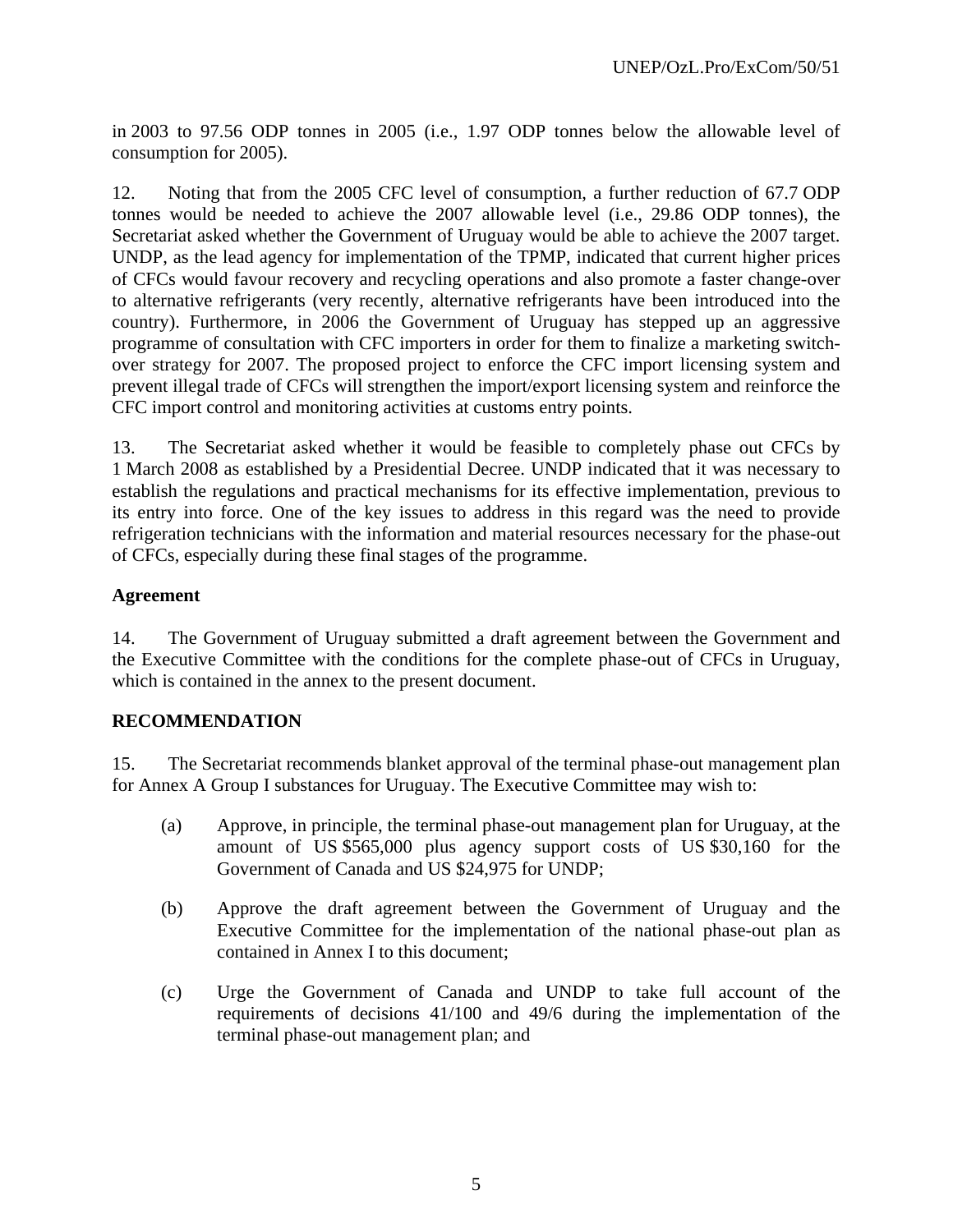in 2003 to 97.56 ODP tonnes in 2005 (i.e., 1.97 ODP tonnes below the allowable level of consumption for 2005).

12. Noting that from the 2005 CFC level of consumption, a further reduction of 67.7 ODP tonnes would be needed to achieve the 2007 allowable level (i.e., 29.86 ODP tonnes), the Secretariat asked whether the Government of Uruguay would be able to achieve the 2007 target. UNDP, as the lead agency for implementation of the TPMP, indicated that current higher prices of CFCs would favour recovery and recycling operations and also promote a faster change-over to alternative refrigerants (very recently, alternative refrigerants have been introduced into the country). Furthermore, in 2006 the Government of Uruguay has stepped up an aggressive programme of consultation with CFC importers in order for them to finalize a marketing switch-over strategy for 2007. The proposed project to enforce the CFC import licensing system and prevent illegal trade of CFCs will strengthen the import/export licensing system and reinforce the CFC import control and monitoring activities at customs entry points.

13. The Secretariat asked whether it would be feasible to completely phase out CFCs by 1 March 2008 as established by a Presidential Decree. UNDP indicated that it was necessary to establish the regulations and practical mechanisms for its effective implementation, previous to its entry into force. One of the key issues to address in this regard was the need to provide refrigeration technicians with the information and material resources necessary for the phase-out of CFCs, especially during these final stages of the programme.

**Agreement**

14. The Government of Uruguay submitted a draft agreement between the Government and the Executive Committee with the conditions for the complete phase-out of CFCs in Uruguay, which is contained in the annex to the present document.

**RECOMMENDATION**

15. The Secretariat recommends blanket approval of the terminal phase-out management plan for Annex A Group I substances for Uruguay. The Executive Committee may wish to:

(a) Approve, in principle, the terminal phase-out management plan for Uruguay, at the amount of US $565,000 plus agency support costs of US $30,160 for the Government of Canada and US $24,975 for UNDP;

(b) Approve the draft agreement between the Government of Uruguay and the Executive Committee for the implementation of the national phase-out plan as contained in Annex I to this document;

(c) Urge the Government of Canada and UNDP to take full account of the requirements of decisions 41/100 and 49/6 during the implementation of the terminal phase-out management plan; and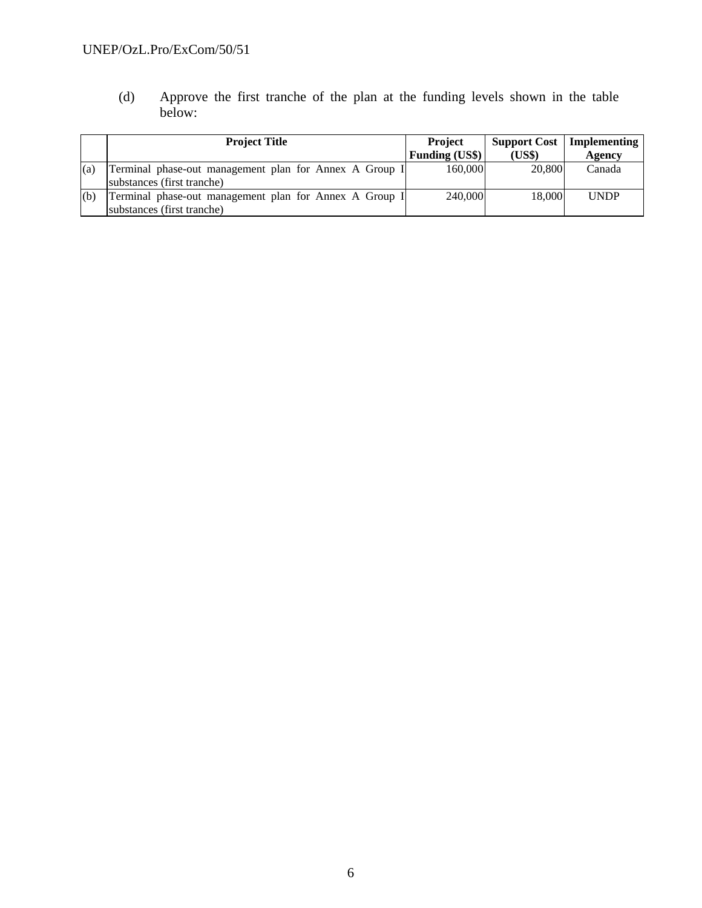(d) Approve the first tranche of the plan at the funding levels shown in the table below:

| | Project Title | Project Funding (US$) | Support Cost (US$) | Implementing Agency |
|---|---|---|---|---|
| (a) | Terminal phase-out management plan for Annex A Group I substances (first tranche) | 160,000 | 20,800 | Canada |
| (b) | Terminal phase-out management plan for Annex A Group I substances (first tranche) | 240,000 | 18,000 | UNDP |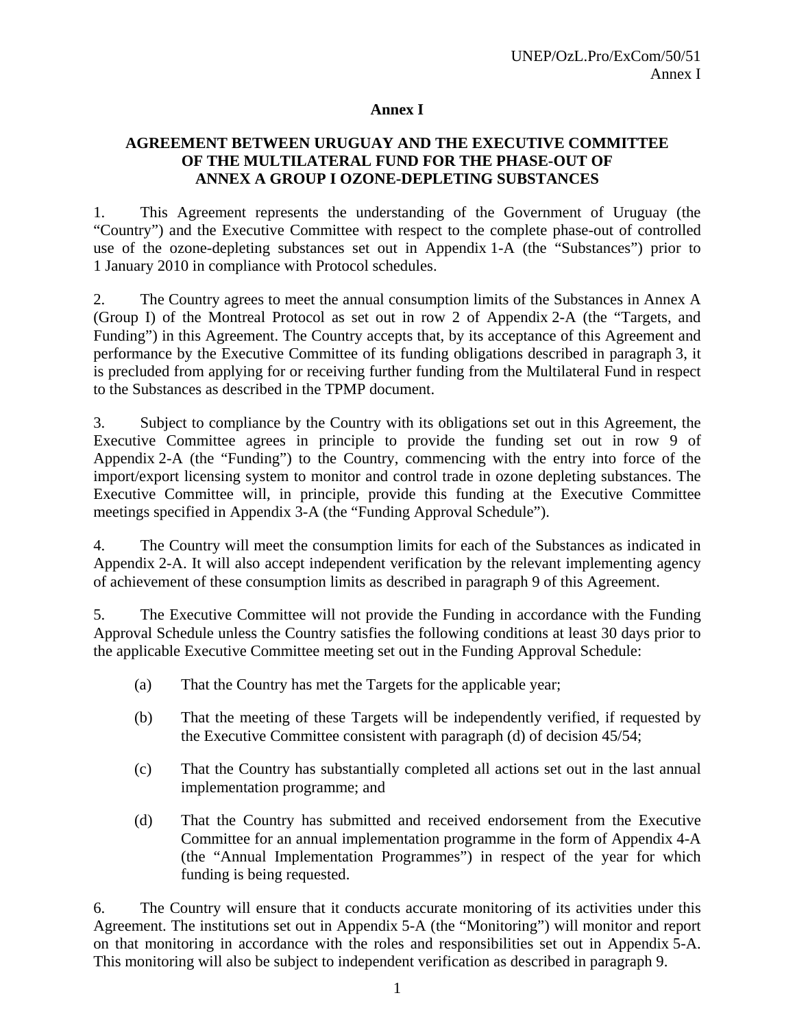# Annex I

## AGREEMENT BETWEEN URUGUAY AND THE EXECUTIVE COMMITTEE OF THE MULTILATERAL FUND FOR THE PHASE-OUT OF ANNEX A GROUP I OZONE-DEPLETING SUBSTANCES

1. This Agreement represents the understanding of the Government of Uruguay (the "Country") and the Executive Committee with respect to the complete phase-out of controlled use of the ozone-depleting substances set out in Appendix 1-A (the "Substances") prior to 1 January 2010 in compliance with Protocol schedules.

2. The Country agrees to meet the annual consumption limits of the Substances in Annex A (Group I) of the Montreal Protocol as set out in row 2 of Appendix 2-A (the "Targets, and Funding") in this Agreement. The Country accepts that, by its acceptance of this Agreement and performance by the Executive Committee of its funding obligations described in paragraph 3, it is precluded from applying for or receiving further funding from the Multilateral Fund in respect to the Substances as described in the TPMP document.

3. Subject to compliance by the Country with its obligations set out in this Agreement, the Executive Committee agrees in principle to provide the funding set out in row 9 of Appendix 2-A (the "Funding") to the Country, commencing with the entry into force of the import/export licensing system to monitor and control trade in ozone depleting substances. The Executive Committee will, in principle, provide this funding at the Executive Committee meetings specified in Appendix 3-A (the "Funding Approval Schedule").

4. The Country will meet the consumption limits for each of the Substances as indicated in Appendix 2-A. It will also accept independent verification by the relevant implementing agency of achievement of these consumption limits as described in paragraph 9 of this Agreement.

5. The Executive Committee will not provide the Funding in accordance with the Funding Approval Schedule unless the Country satisfies the following conditions at least 30 days prior to the applicable Executive Committee meeting set out in the Funding Approval Schedule:

   (a) That the Country has met the Targets for the applicable year;

   (b) That the meeting of these Targets will be independently verified, if requested by the Executive Committee consistent with paragraph (d) of decision 45/54;

   (c) That the Country has substantially completed all actions set out in the last annual implementation programme; and

   (d) That the Country has submitted and received endorsement from the Executive Committee for an annual implementation programme in the form of Appendix 4-A (the "Annual Implementation Programmes") in respect of the year for which funding is being requested.

6. The Country will ensure that it conducts accurate monitoring of its activities under this Agreement. The institutions set out in Appendix 5-A (the "Monitoring") will monitor and report on that monitoring in accordance with the roles and responsibilities set out in Appendix 5-A. This monitoring will also be subject to independent verification as described in paragraph 9.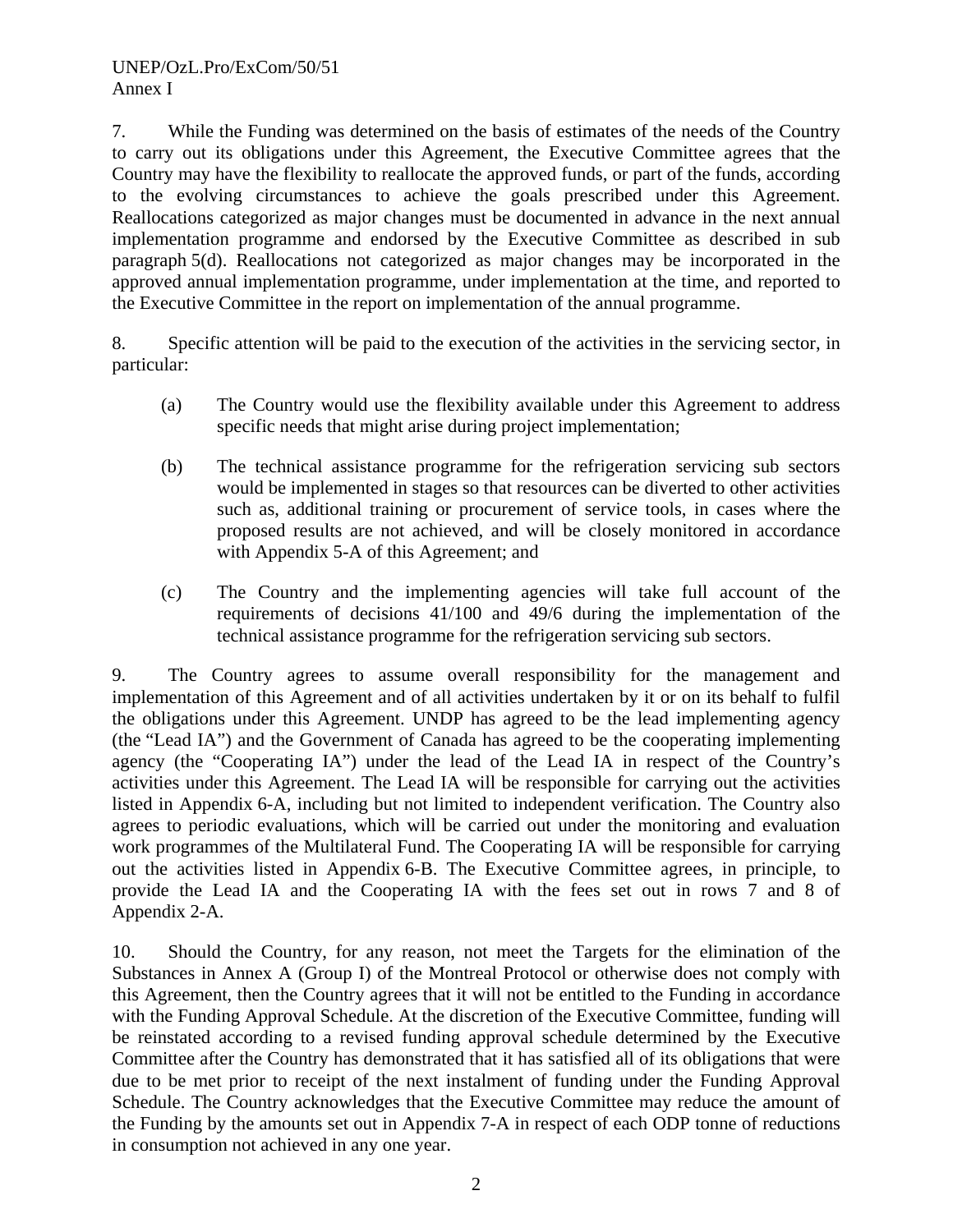7. While the Funding was determined on the basis of estimates of the needs of the Country to carry out its obligations under this Agreement, the Executive Committee agrees that the Country may have the flexibility to reallocate the approved funds, or part of the funds, according to the evolving circumstances to achieve the goals prescribed under this Agreement. Reallocations categorized as major changes must be documented in advance in the next annual implementation programme and endorsed by the Executive Committee as described in sub paragraph 5(d). Reallocations not categorized as major changes may be incorporated in the approved annual implementation programme, under implementation at the time, and reported to the Executive Committee in the report on implementation of the annual programme.

8. Specific attention will be paid to the execution of the activities in the servicing sector, in particular:

(a) The Country would use the flexibility available under this Agreement to address specific needs that might arise during project implementation;

(b) The technical assistance programme for the refrigeration servicing sub sectors would be implemented in stages so that resources can be diverted to other activities such as, additional training or procurement of service tools, in cases where the proposed results are not achieved, and will be closely monitored in accordance with Appendix 5-A of this Agreement; and

(c) The Country and the implementing agencies will take full account of the requirements of decisions 41/100 and 49/6 during the implementation of the technical assistance programme for the refrigeration servicing sub sectors.

9. The Country agrees to assume overall responsibility for the management and implementation of this Agreement and of all activities undertaken by it or on its behalf to fulfil the obligations under this Agreement. UNDP has agreed to be the lead implementing agency (the "Lead IA") and the Government of Canada has agreed to be the cooperating implementing agency (the "Cooperating IA") under the lead of the Lead IA in respect of the Country's activities under this Agreement. The Lead IA will be responsible for carrying out the activities listed in Appendix 6-A, including but not limited to independent verification. The Country also agrees to periodic evaluations, which will be carried out under the monitoring and evaluation work programmes of the Multilateral Fund. The Cooperating IA will be responsible for carrying out the activities listed in Appendix 6-B. The Executive Committee agrees, in principle, to provide the Lead IA and the Cooperating IA with the fees set out in rows 7 and 8 of Appendix 2-A.

10. Should the Country, for any reason, not meet the Targets for the elimination of the Substances in Annex A (Group I) of the Montreal Protocol or otherwise does not comply with this Agreement, then the Country agrees that it will not be entitled to the Funding in accordance with the Funding Approval Schedule. At the discretion of the Executive Committee, funding will be reinstated according to a revised funding approval schedule determined by the Executive Committee after the Country has demonstrated that it has satisfied all of its obligations that were due to be met prior to receipt of the next instalment of funding under the Funding Approval Schedule. The Country acknowledges that the Executive Committee may reduce the amount of the Funding by the amounts set out in Appendix 7-A in respect of each ODP tonne of reductions in consumption not achieved in any one year.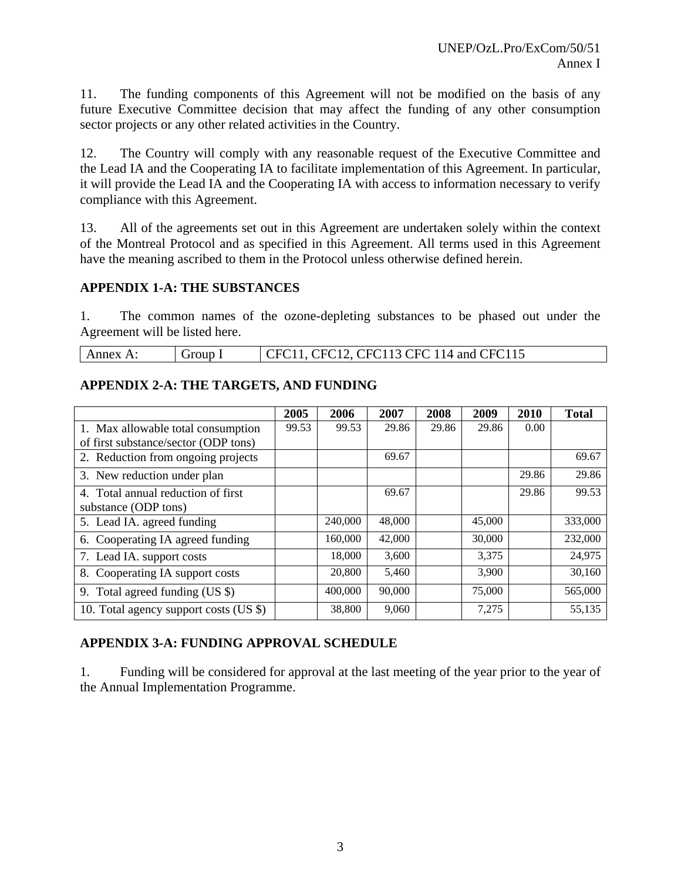11. The funding components of this Agreement will not be modified on the basis of any future Executive Committee decision that may affect the funding of any other consumption sector projects or any other related activities in the Country.

12. The Country will comply with any reasonable request of the Executive Committee and the Lead IA and the Cooperating IA to facilitate implementation of this Agreement. In particular, it will provide the Lead IA and the Cooperating IA with access to information necessary to verify compliance with this Agreement.

13. All of the agreements set out in this Agreement are undertaken solely within the context of the Montreal Protocol and as specified in this Agreement. All terms used in this Agreement have the meaning ascribed to them in the Protocol unless otherwise defined herein.

**APPENDIX 1-A: THE SUBSTANCES**

1. The common names of the ozone-depleting substances to be phased out under the Agreement will be listed here.

| Annex A: | Group I | CFC11, CFC12, CFC113 CFC 114 and CFC115 |
|---|---|---|

**APPENDIX 2-A: THE TARGETS, AND FUNDING**

| | 2005 | 2006 | 2007 | 2008 | 2009 | 2010 | Total |
|---|---|---|---|---|---|---|---|
| 1. Max allowable total consumption of first substance/sector (ODP tons) | 99.53 | 99.53 | 29.86 | 29.86 | 29.86 | 0.00 | |
| 2. Reduction from ongoing projects | | | 69.67 | | | | 69.67 |
| 3. New reduction under plan | | | | | | 29.86 | 29.86 |
| 4. Total annual reduction of first substance (ODP tons) | | | 69.67 | | | 29.86 | 99.53 |
| 5. Lead IA. agreed funding | | 240,000 | 48,000 | | 45,000 | | 333,000 |
| 6. Cooperating IA agreed funding | | 160,000 | 42,000 | | 30,000 | | 232,000 |
| 7. Lead IA. support costs | | 18,000 | 3,600 | | 3,375 | | 24,975 |
| 8. Cooperating IA support costs | | 20,800 | 5,460 | | 3,900 | | 30,160 |
| 9. Total agreed funding (US $) | | 400,000 | 90,000 | | 75,000 | | 565,000 |
| 10. Total agency support costs (US $) | | 38,800 | 9,060 | | 7,275 | | 55,135 |

**APPENDIX 3-A: FUNDING APPROVAL SCHEDULE**

1. Funding will be considered for approval at the last meeting of the year prior to the year of the Annual Implementation Programme.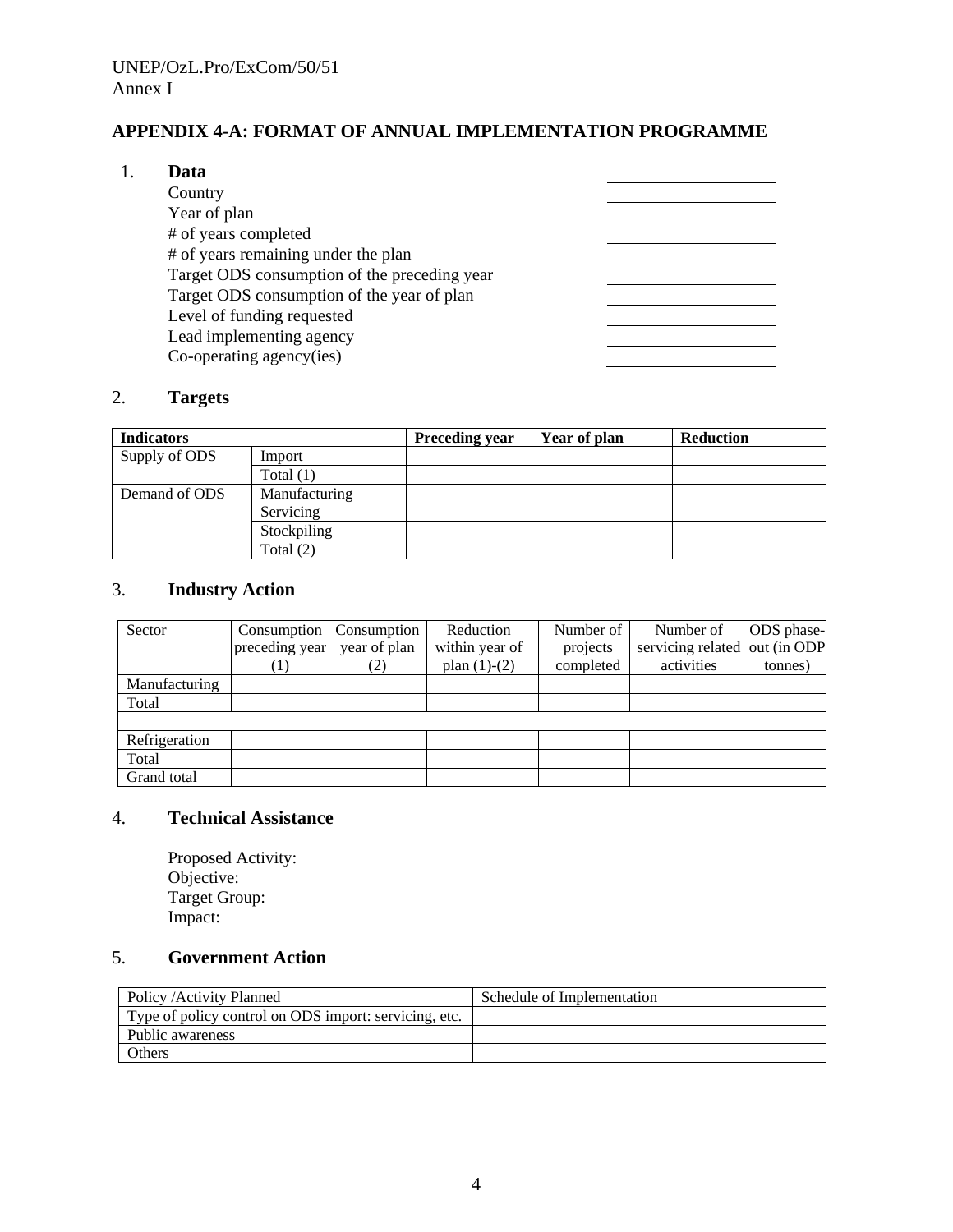# APPENDIX 4-A: FORMAT OF ANNUAL IMPLEMENTATION PROGRAMME

## 1. Data

Country ____________________

Year of plan ____________________

# of years completed ____________________

# of years remaining under the plan ____________________

Target ODS consumption of the preceding year ____________________

Target ODS consumption of the year of plan ____________________

Level of funding requested ____________________

Lead implementing agency ____________________

Co-operating agency(ies) ____________________

## 2. Targets

| Indicators | | Preceding year | Year of plan | Reduction |
|---|---|---|---|---|
| Supply of ODS | Import | | | |
| | Total (1) | | | |
| Demand of ODS | Manufacturing | | | |
| | Servicing | | | |
| | Stockpiling | | | |
| | Total (2) | | | |

## 3. Industry Action

| Sector | Consumption preceding year (1) | Consumption year of plan (2) | Reduction within year of plan (1)-(2) | Number of projects completed | Number of servicing related activities | ODS phase-out (in ODP tonnes) |
|---|---|---|---|---|---|---|
| Manufacturing | | | | | | |
| Total | | | | | | |
| | | | | | | |
| Refrigeration | | | | | | |
| Total | | | | | | |
| Grand total | | | | | | |

## 4. Technical Assistance

Proposed Activity:
Objective:
Target Group:
Impact:

## 5. Government Action

| Policy /Activity Planned | Schedule of Implementation |
|---|---|
| Type of policy control on ODS import: servicing, etc. | |
| Public awareness | |
| Others | |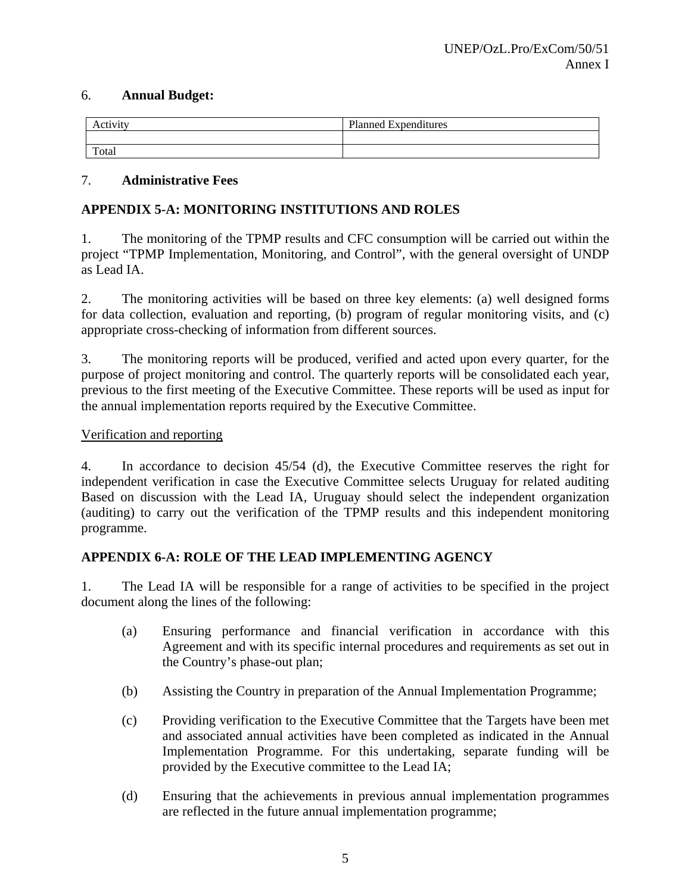6. **Annual Budget:**

| Activity | Planned Expenditures |
|---|---|
| | |
| Total | |

7. **Administrative Fees**

## APPENDIX 5-A: MONITORING INSTITUTIONS AND ROLES

1. The monitoring of the TPMP results and CFC consumption will be carried out within the project “TPMP Implementation, Monitoring, and Control”, with the general oversight of UNDP as Lead IA.

2. The monitoring activities will be based on three key elements: (a) well designed forms for data collection, evaluation and reporting, (b) program of regular monitoring visits, and (c) appropriate cross-checking of information from different sources.

3. The monitoring reports will be produced, verified and acted upon every quarter, for the purpose of project monitoring and control. The quarterly reports will be consolidated each year, previous to the first meeting of the Executive Committee. These reports will be used as input for the annual implementation reports required by the Executive Committee.

Verification and reporting

4. In accordance to decision 45/54 (d), the Executive Committee reserves the right for independent verification in case the Executive Committee selects Uruguay for related auditing Based on discussion with the Lead IA, Uruguay should select the independent organization (auditing) to carry out the verification of the TPMP results and this independent monitoring programme.

## APPENDIX 6-A: ROLE OF THE LEAD IMPLEMENTING AGENCY

1. The Lead IA will be responsible for a range of activities to be specified in the project document along the lines of the following:

(a) Ensuring performance and financial verification in accordance with this Agreement and with its specific internal procedures and requirements as set out in the Country’s phase-out plan;

(b) Assisting the Country in preparation of the Annual Implementation Programme;

(c) Providing verification to the Executive Committee that the Targets have been met and associated annual activities have been completed as indicated in the Annual Implementation Programme. For this undertaking, separate funding will be provided by the Executive committee to the Lead IA;

(d) Ensuring that the achievements in previous annual implementation programmes are reflected in the future annual implementation programme;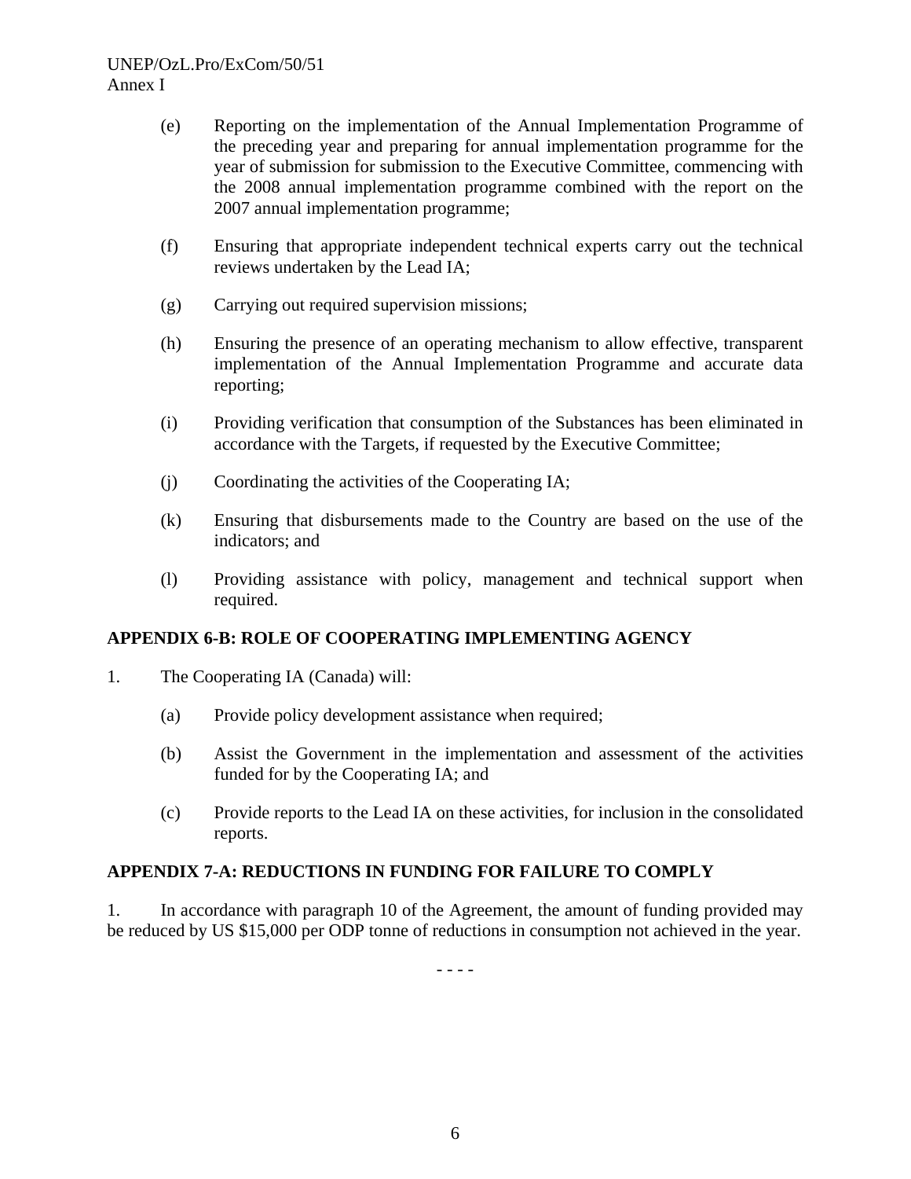(e) Reporting on the implementation of the Annual Implementation Programme of the preceding year and preparing for annual implementation programme for the year of submission for submission to the Executive Committee, commencing with the 2008 annual implementation programme combined with the report on the 2007 annual implementation programme;

(f) Ensuring that appropriate independent technical experts carry out the technical reviews undertaken by the Lead IA;

(g) Carrying out required supervision missions;

(h) Ensuring the presence of an operating mechanism to allow effective, transparent implementation of the Annual Implementation Programme and accurate data reporting;

(i) Providing verification that consumption of the Substances has been eliminated in accordance with the Targets, if requested by the Executive Committee;

(j) Coordinating the activities of the Cooperating IA;

(k) Ensuring that disbursements made to the Country are based on the use of the indicators; and

(l) Providing assistance with policy, management and technical support when required.

## APPENDIX 6-B: ROLE OF COOPERATING IMPLEMENTING AGENCY

1. The Cooperating IA (Canada) will:

   (a) Provide policy development assistance when required;

   (b) Assist the Government in the implementation and assessment of the activities funded for by the Cooperating IA; and

   (c) Provide reports to the Lead IA on these activities, for inclusion in the consolidated reports.

## APPENDIX 7-A: REDUCTIONS IN FUNDING FOR FAILURE TO COMPLY

1. In accordance with paragraph 10 of the Agreement, the amount of funding provided may be reduced by US $15,000 per ODP tonne of reductions in consumption not achieved in the year.

- - - -